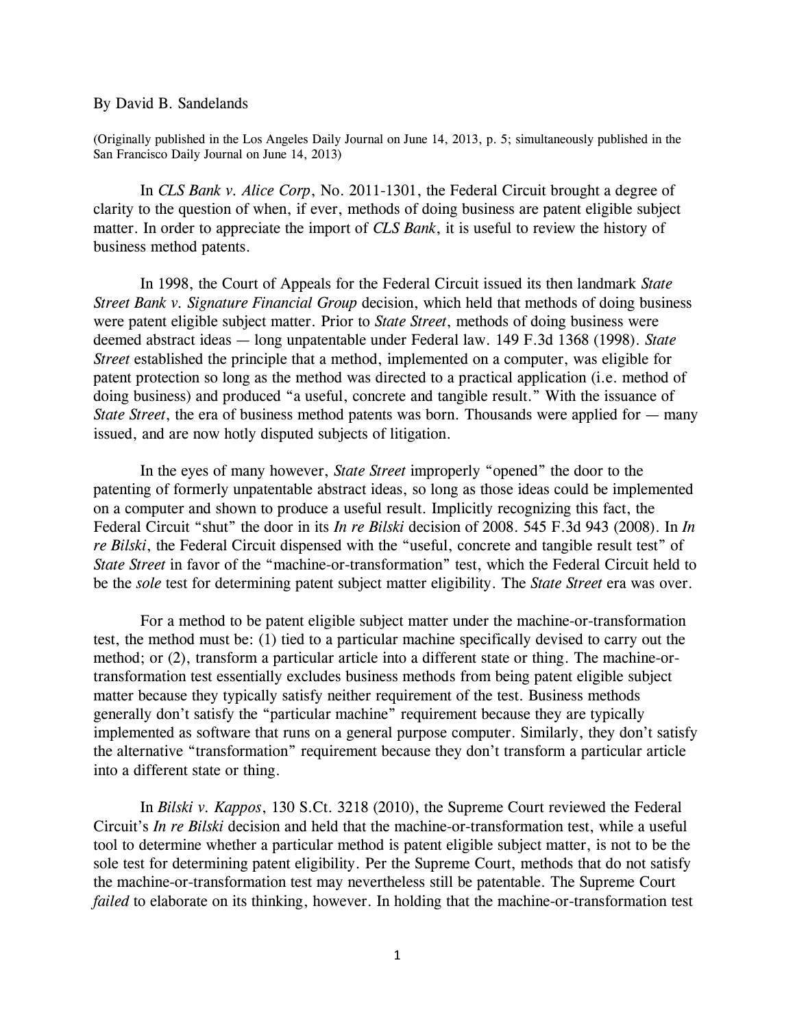By David B. Sandelands

(Originally published in the Los Angeles Daily Journal on June 14, 2013, p. 5; simultaneously published in the San Francisco Daily Journal on June 14, 2013)

In *CLS Bank v. Alice Corp*, No. 2011-1301, the Federal Circuit brought a degree of clarity to the question of when, if ever, methods of doing business are patent eligible subject matter. In order to appreciate the import of *CLS Bank*, it is useful to review the history of business method patents.

In 1998, the Court of Appeals for the Federal Circuit issued its then landmark *State Street Bank v. Signature Financial Group* decision, which held that methods of doing business were patent eligible subject matter. Prior to *State Street*, methods of doing business were deemed abstract ideas — long unpatentable under Federal law. 149 F.3d 1368 (1998). *State Street* established the principle that a method, implemented on a computer, was eligible for patent protection so long as the method was directed to a practical application (i.e. method of doing business) and produced "a useful, concrete and tangible result." With the issuance of *State Street*, the era of business method patents was born. Thousands were applied for — many issued, and are now hotly disputed subjects of litigation.

In the eyes of many however, *State Street* improperly "opened" the door to the patenting of formerly unpatentable abstract ideas, so long as those ideas could be implemented on a computer and shown to produce a useful result. Implicitly recognizing this fact, the Federal Circuit "shut" the door in its *In re Bilski* decision of 2008. 545 F.3d 943 (2008). In *In re Bilski*, the Federal Circuit dispensed with the "useful, concrete and tangible result test" of *State Street* in favor of the "machine-or-transformation" test, which the Federal Circuit held to be the *sole* test for determining patent subject matter eligibility. The *State Street* era was over.

For a method to be patent eligible subject matter under the machine-or-transformation test, the method must be: (1) tied to a particular machine specifically devised to carry out the method; or (2), transform a particular article into a different state or thing. The machine-or-transformation test essentially excludes business methods from being patent eligible subject matter because they typically satisfy neither requirement of the test. Business methods generally don't satisfy the "particular machine" requirement because they are typically implemented as software that runs on a general purpose computer. Similarly, they don't satisfy the alternative "transformation" requirement because they don't transform a particular article into a different state or thing.

In *Bilski v. Kappos*, 130 S.Ct. 3218 (2010), the Supreme Court reviewed the Federal Circuit's *In re Bilski* decision and held that the machine-or-transformation test, while a useful tool to determine whether a particular method is patent eligible subject matter, is not to be the sole test for determining patent eligibility. Per the Supreme Court, methods that do not satisfy the machine-or-transformation test may nevertheless still be patentable. The Supreme Court *failed* to elaborate on its thinking, however. In holding that the machine-or-transformation test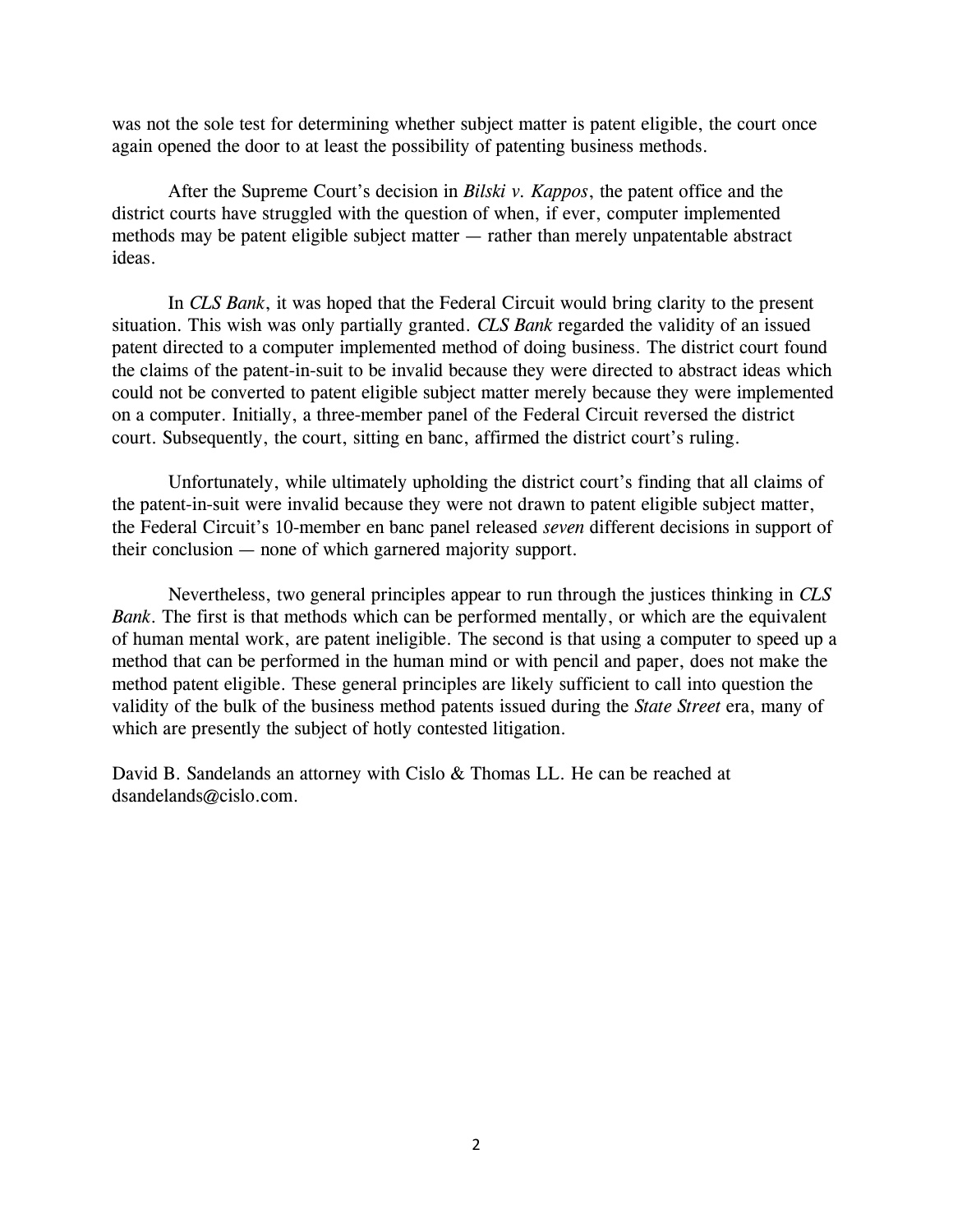was not the sole test for determining whether subject matter is patent eligible, the court once again opened the door to at least the possibility of patenting business methods.

After the Supreme Court's decision in *Bilski v. Kappos*, the patent office and the district courts have struggled with the question of when, if ever, computer implemented methods may be patent eligible subject matter — rather than merely unpatentable abstract ideas.

In *CLS Bank*, it was hoped that the Federal Circuit would bring clarity to the present situation. This wish was only partially granted. *CLS Bank* regarded the validity of an issued patent directed to a computer implemented method of doing business. The district court found the claims of the patent-in-suit to be invalid because they were directed to abstract ideas which could not be converted to patent eligible subject matter merely because they were implemented on a computer. Initially, a three-member panel of the Federal Circuit reversed the district court. Subsequently, the court, sitting en banc, affirmed the district court's ruling.

Unfortunately, while ultimately upholding the district court's finding that all claims of the patent-in-suit were invalid because they were not drawn to patent eligible subject matter, the Federal Circuit's 10-member en banc panel released *seven* different decisions in support of their conclusion — none of which garnered majority support.

Nevertheless, two general principles appear to run through the justices thinking in *CLS Bank*. The first is that methods which can be performed mentally, or which are the equivalent of human mental work, are patent ineligible. The second is that using a computer to speed up a method that can be performed in the human mind or with pencil and paper, does not make the method patent eligible. These general principles are likely sufficient to call into question the validity of the bulk of the business method patents issued during the *State Street* era, many of which are presently the subject of hotly contested litigation.

David B. Sandelands an attorney with Cislo & Thomas LL. He can be reached at dsandelands@cislo.com.